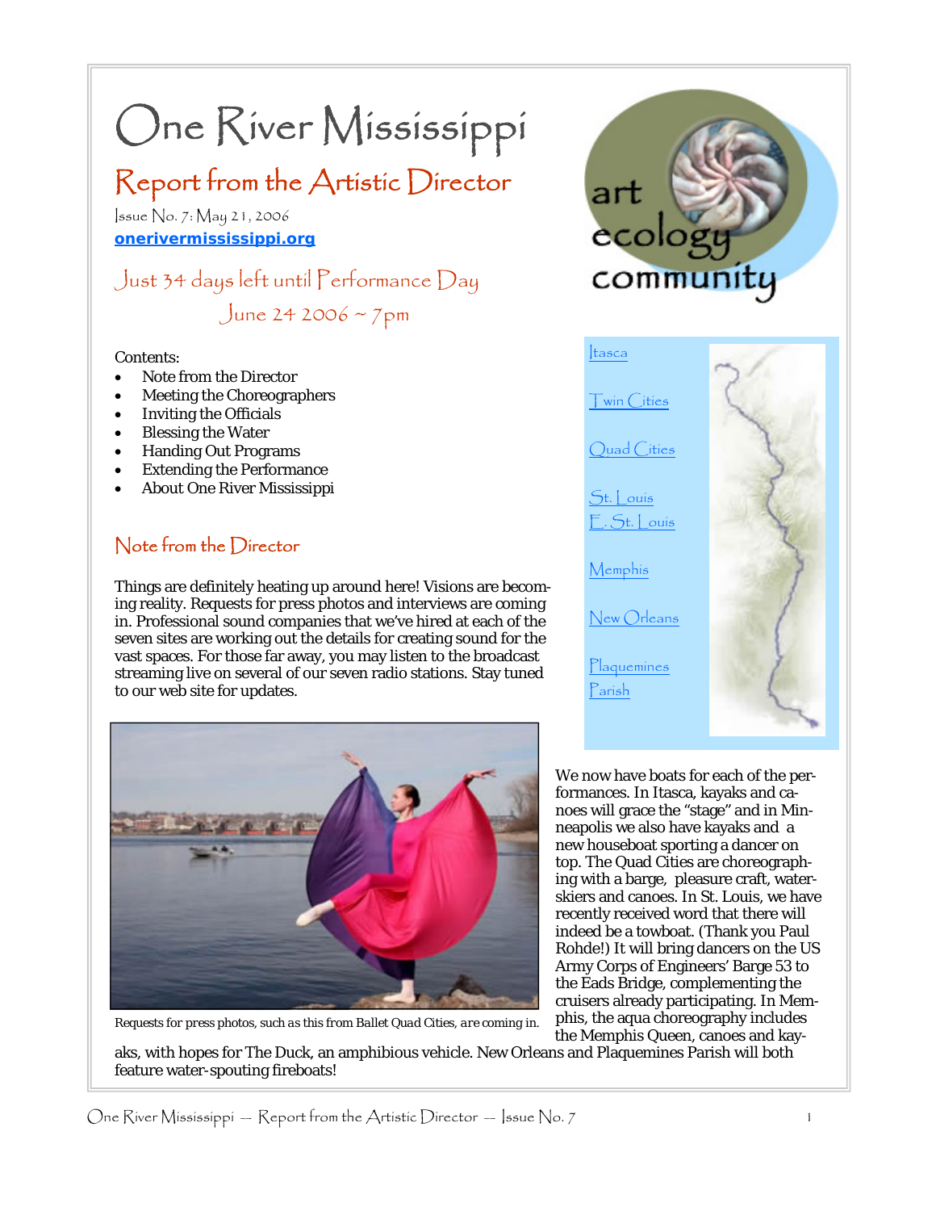# One River Mississippi

## Report from the Artistic Director

Issue No. 7: May 21, 2006

**onerivermississippi.org**

### Just 34 days left until Performance Day
### June 24 2006 ~ 7pm

Contents:

- Note from the Director
- Meeting the Choreographers
- Inviting the Officials
- Blessing the Water
- Handing Out Programs
- Extending the Performance
- About One River Mississippi

art ecology community

Itasca

Twin Cities

Quad Cities

St. Louis
E. St. Louis

Memphis

New Orleans

Plaquemines Parish

## Note from the Director

Things are definitely heating up around here! Visions are becoming reality. Requests for press photos and interviews are coming in. Professional sound companies that we've hired at each of the seven sites are working out the details for creating sound for the vast spaces. For those far away, you may listen to the broadcast streaming live on several of our seven radio stations. Stay tuned to our web site for updates.

Requests for press photos, such as this from Ballet Quad Cities, are coming in.

We now have boats for each of the performances. In Itasca, kayaks and canoes will grace the "stage" and in Minneapolis we also have kayaks and a new houseboat sporting a dancer on top. The Quad Cities are choreographing with a barge, pleasure craft, waterskiers and canoes. In St. Louis, we have recently received word that there will indeed be a towboat. (Thank you Paul Rohde!) It will bring dancers on the US Army Corps of Engineers' Barge 53 to the Eads Bridge, complementing the cruisers already participating. In Memphis, the aqua choreography includes the Memphis Queen, canoes and kayaks, with hopes for The Duck, an amphibious vehicle. New Orleans and Plaquemines Parish will both feature water-spouting fireboats!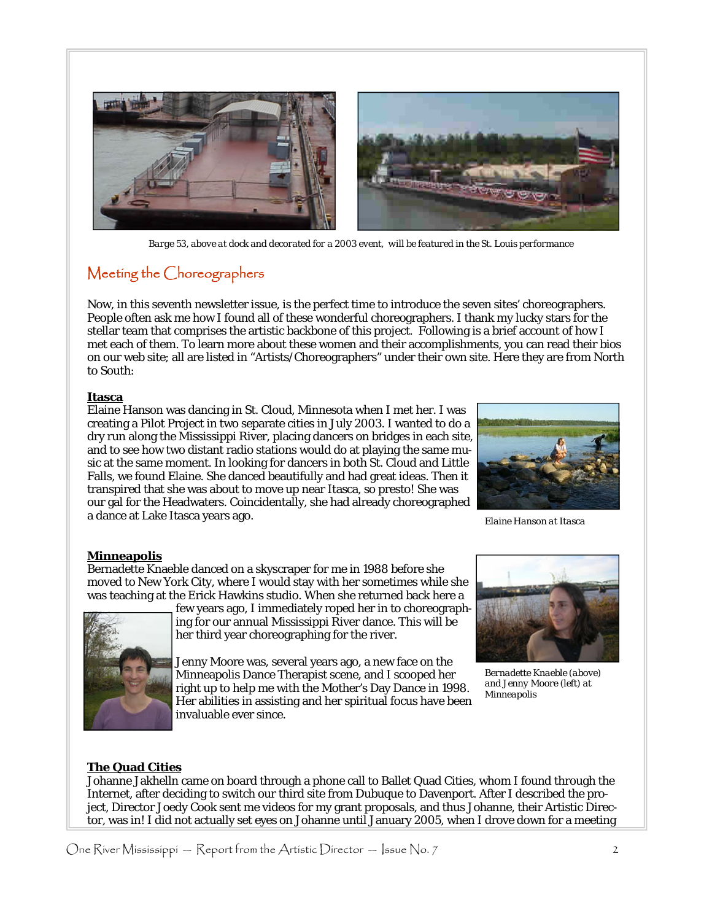*Barge 53, above at dock and decorated for a 2003 event, will be featured in the St. Louis performance*

## Meeting the Choreographers

Now, in this seventh newsletter issue, is the perfect time to introduce the seven sites' choreographers. People often ask me how I found all of these wonderful choreographers. I thank my lucky stars for the stellar team that comprises the artistic backbone of this project. Following is a brief account of how I met each of them. To learn more about these women and their accomplishments, you can read their bios on our web site; all are listed in "Artists/Choreographers" under their own site. Here they are from North to South:

### Itasca

Elaine Hanson was dancing in St. Cloud, Minnesota when I met her. I was creating a Pilot Project in two separate cities in July 2003. I wanted to do a dry run along the Mississippi River, placing dancers on bridges in each site, and to see how two distant radio stations would do at playing the same music at the same moment. In looking for dancers in both St. Cloud and Little Falls, we found Elaine. She danced beautifully and had great ideas. Then it transpired that she was about to move up near Itasca, so presto! She was our gal for the Headwaters. Coincidentally, she had already choreographed a dance at Lake Itasca years ago.

*Elaine Hanson at Itasca*

### Minneapolis

Bernadette Knaeble danced on a skyscraper for me in 1988 before she moved to New York City, where I would stay with her sometimes while she was teaching at the Erick Hawkins studio. When she returned back here a few years ago, I immediately roped her in to choreographing for our annual Mississippi River dance. This will be her third year choreographing for the river.

Jenny Moore was, several years ago, a new face on the Minneapolis Dance Therapist scene, and I scooped her right up to help me with the Mother's Day Dance in 1998. Her abilities in assisting and her spiritual focus have been invaluable ever since.

*Bernadette Knaeble (above) and Jenny Moore (left) at Minneapolis*

### The Quad Cities

Johanne Jakhelln came on board through a phone call to Ballet Quad Cities, whom I found through the Internet, after deciding to switch our third site from Dubuque to Davenport. After I described the project, Director Joedy Cook sent me videos for my grant proposals, and thus Johanne, their Artistic Director, was in! I did not actually set eyes on Johanne until January 2005, when I drove down for a meeting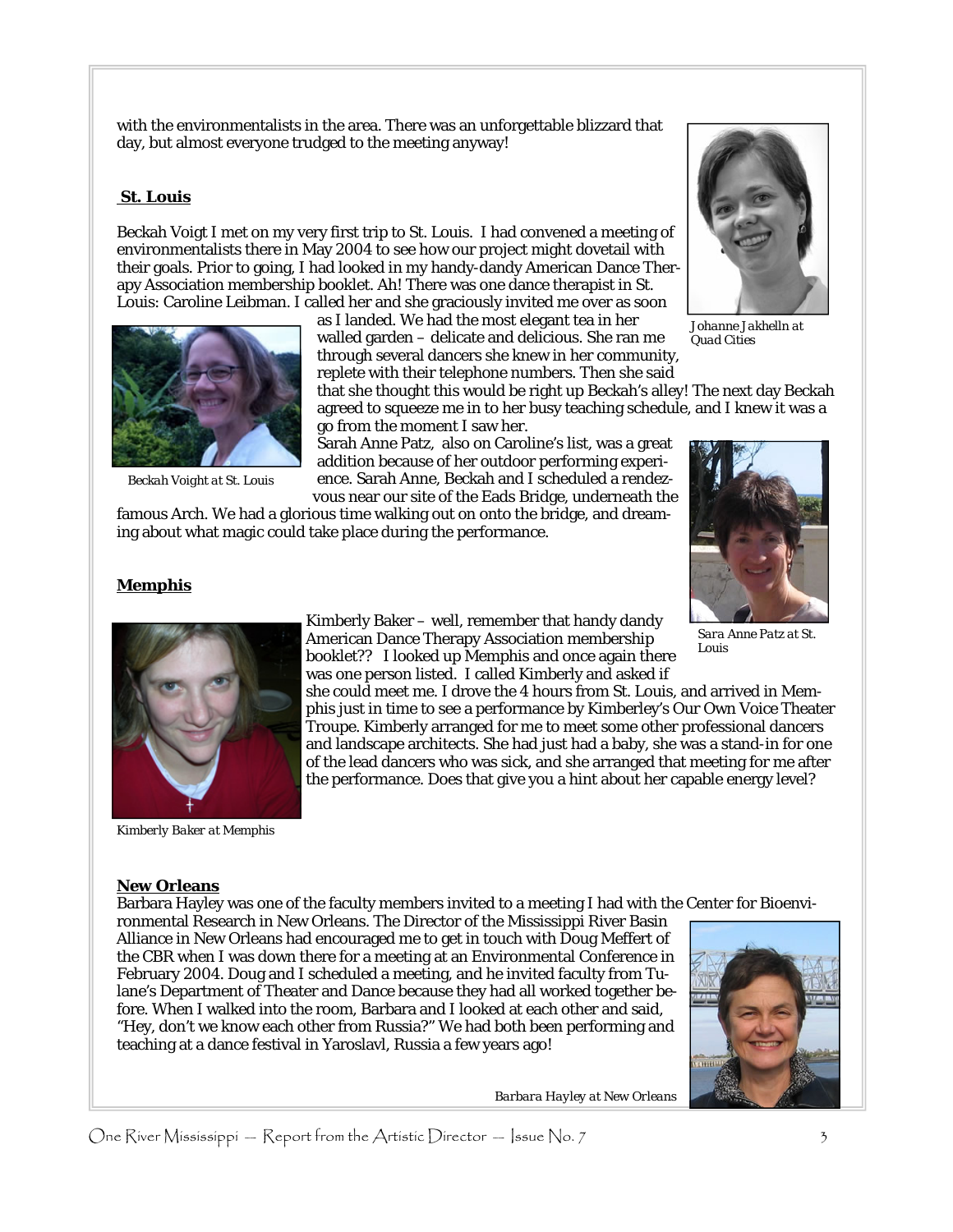with the environmentalists in the area. There was an unforgettable blizzard that day, but almost everyone trudged to the meeting anyway!

*Johanne Jakhelln at Quad Cities*

## St. Louis

Beckah Voigt I met on my very first trip to St. Louis. I had convened a meeting of environmentalists there in May 2004 to see how our project might dovetail with their goals. Prior to going, I had looked in my handy-dandy American Dance Therapy Association membership booklet. Ah! There was one dance therapist in St. Louis: Caroline Leibman. I called her and she graciously invited me over as soon as I landed. We had the most elegant tea in her walled garden – delicate and delicious. She ran me through several dancers she knew in her community, replete with their telephone numbers. Then she said that she thought this would be right up Beckah's alley! The next day Beckah agreed to squeeze me in to her busy teaching schedule, and I knew it was a go from the moment I saw her.

*Beckah Voight at St. Louis*

Sarah Anne Patz, also on Caroline's list, was a great addition because of her outdoor performing experience. Sarah Anne, Beckah and I scheduled a rendezvous near our site of the Eads Bridge, underneath the famous Arch. We had a glorious time walking out on onto the bridge, and dreaming about what magic could take place during the performance.

*Sara Anne Patz at St. Louis*

## Memphis

Kimberly Baker – well, remember that handy dandy American Dance Therapy Association membership booklet?? I looked up Memphis and once again there was one person listed. I called Kimberly and asked if she could meet me. I drove the 4 hours from St. Louis, and arrived in Memphis just in time to see a performance by Kimberley's Our Own Voice Theater Troupe. Kimberly arranged for me to meet some other professional dancers and landscape architects. She had just had a baby, she was a stand-in for one of the lead dancers who was sick, and she arranged that meeting for me after the performance. Does that give you a hint about her capable energy level?

*Kimberly Baker at Memphis*

## New Orleans

Barbara Hayley was one of the faculty members invited to a meeting I had with the Center for Bioenvironmental Research in New Orleans. The Director of the Mississippi River Basin Alliance in New Orleans had encouraged me to get in touch with Doug Meffert of the CBR when I was down there for a meeting at an Environmental Conference in February 2004. Doug and I scheduled a meeting, and he invited faculty from Tulane's Department of Theater and Dance because they had all worked together before. When I walked into the room, Barbara and I looked at each other and said, "Hey, don't we know each other from Russia?" We had both been performing and teaching at a dance festival in Yaroslavl, Russia a few years ago!

*Barbara Hayley at New Orleans*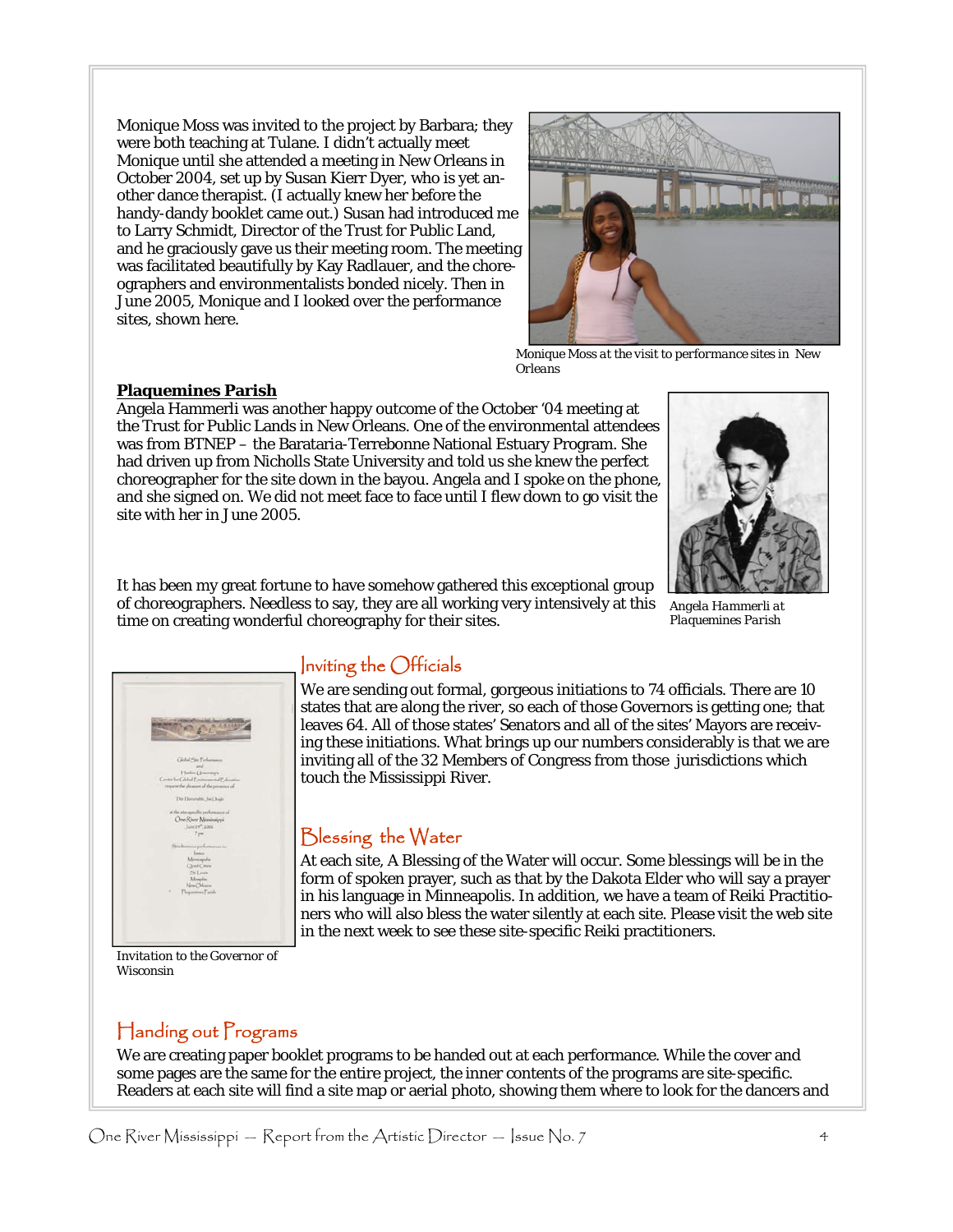Monique Moss was invited to the project by Barbara; they were both teaching at Tulane. I didn't actually meet Monique until she attended a meeting in New Orleans in October 2004, set up by Susan Kierr Dyer, who is yet another dance therapist. (I actually knew her before the handy-dandy booklet came out.) Susan had introduced me to Larry Schmidt, Director of the Trust for Public Land, and he graciously gave us their meeting room. The meeting was facilitated beautifully by Kay Radlauer, and the choreographers and environmentalists bonded nicely. Then in June 2005, Monique and I looked over the performance sites, shown here.

*Monique Moss at the visit to performance sites in New Orleans*

**Plaquemines Parish**

Angela Hammerli was another happy outcome of the October '04 meeting at the Trust for Public Lands in New Orleans. One of the environmental attendees was from BTNEP – the Barataria-Terrebonne National Estuary Program. She had driven up from Nicholls State University and told us she knew the perfect choreographer for the site down in the bayou. Angela and I spoke on the phone, and she signed on. We did not meet face to face until I flew down to go visit the site with her in June 2005.

It has been my great fortune to have somehow gathered this exceptional group of choreographers. Needless to say, they are all working very intensively at this time on creating wonderful choreography for their sites.

*Angela Hammerli at Plaquemines Parish*

## Inviting the Officials

We are sending out formal, gorgeous initiations to 74 officials. There are 10 states that are along the river, so each of those Governors is getting one; that leaves 64. All of those states' Senators and all of the sites' Mayors are receiving these initiations. What brings up our numbers considerably is that we are inviting all of the 32 Members of Congress from those jurisdictions which touch the Mississippi River.

Invitation to the Governor of Wisconsin

## Blessing the Water

At each site, A Blessing of the Water will occur. Some blessings will be in the form of spoken prayer, such as that by the Dakota Elder who will say a prayer in his language in Minneapolis. In addition, we have a team of Reiki Practitioners who will also bless the water silently at each site. Please visit the web site in the next week to see these site-specific Reiki practitioners.

## Handing out Programs

We are creating paper booklet programs to be handed out at each performance. While the cover and some pages are the same for the entire project, the inner contents of the programs are site-specific. Readers at each site will find a site map or aerial photo, showing them where to look for the dancers and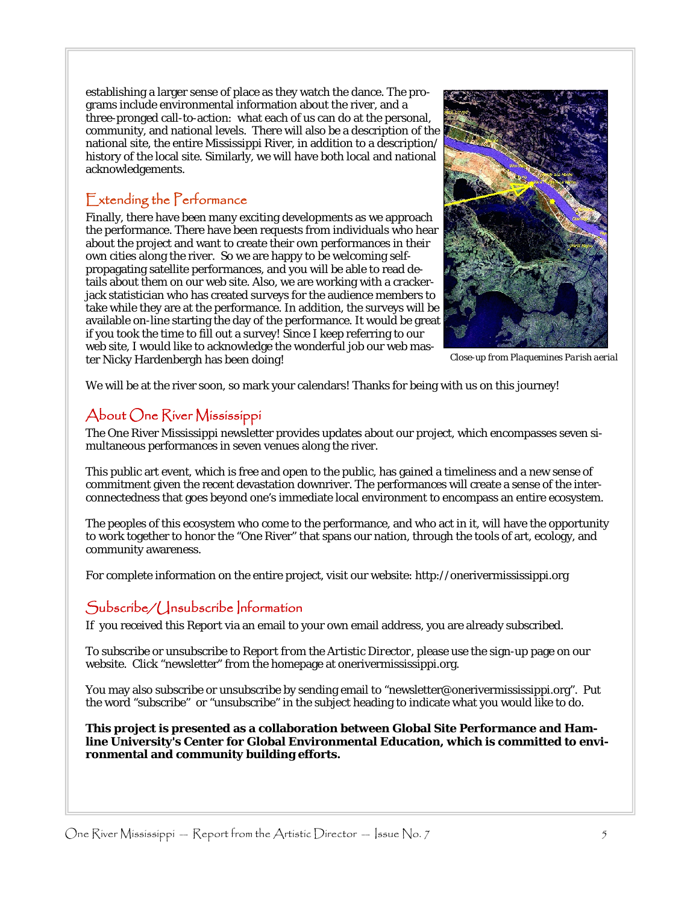establishing a larger sense of place as they watch the dance. The programs include environmental information about the river, and a three-pronged call-to-action: what each of us can do at the personal, community, and national levels. There will also be a description of the national site, the entire Mississippi River, in addition to a description/history of the local site. Similarly, we will have both local and national acknowledgements.

## Extending the Performance

Finally, there have been many exciting developments as we approach the performance. There have been requests from individuals who hear about the project and want to create their own performances in their own cities along the river. So we are happy to be welcoming self-propagating satellite performances, and you will be able to read details about them on our web site. Also, we are working with a crackerjack statistician who has created surveys for the audience members to take while they are at the performance. In addition, the surveys will be available on-line starting the day of the performance. It would be great if you took the time to fill out a survey! Since I keep referring to our web site, I would like to acknowledge the wonderful job our web master Nicky Hardenbergh has been doing!

*Close-up from Plaquemines Parish aerial*

We will be at the river soon, so mark your calendars! Thanks for being with us on this journey!

## About One River Mississippi

The One River Mississippi newsletter provides updates about our project, which encompasses seven simultaneous performances in seven venues along the river.

This public art event, which is free and open to the public, has gained a timeliness and a new sense of commitment given the recent devastation downriver. The performances will create a sense of the interconnectedness that goes beyond one's immediate local environment to encompass an entire ecosystem.

The peoples of this ecosystem who come to the performance, and who act in it, will have the opportunity to work together to honor the "One River" that spans our nation, through the tools of art, ecology, and community awareness.

For complete information on the entire project, visit our website: http://onerivermississippi.org

## Subscribe/Unsubscribe Information

If you received this Report via an email to your own email address, you are already subscribed.

To subscribe or unsubscribe to *Report from the Artistic Director*, please use the sign-up page on our website. Click "newsletter" from the homepage at onerivermississippi.org.

You may also subscribe or unsubscribe by sending email to "newsletter@onerivermississippi.org". Put the word "subscribe" or "unsubscribe" in the subject heading to indicate what you would like to do.

**This project is presented as a collaboration between Global Site Performance and Hamline University's Center for Global Environmental Education, which is committed to environmental and community building efforts.**